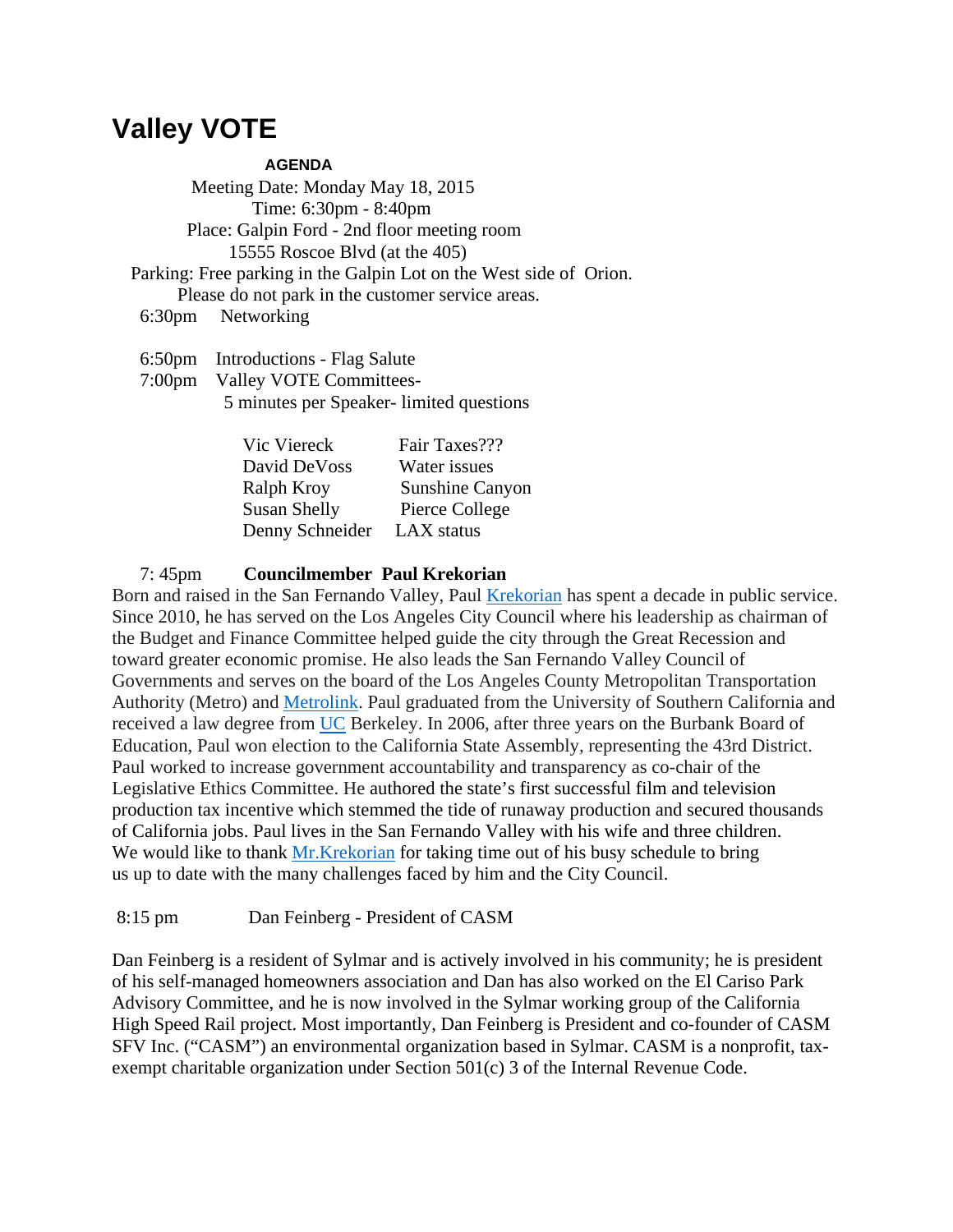# Valley VOTE

**AGENDA**

Meeting Date: Monday May 18, 2015
Time: 6:30pm - 8:40pm
Place: Galpin Ford - 2nd floor meeting room
15555 Roscoe Blvd (at the 405)
Parking: Free parking in the Galpin Lot on the West side of Orion.
Please do not park in the customer service areas.

6:30pm Networking

6:50pm Introductions - Flag Salute
7:00pm Valley VOTE Committees-
5 minutes per Speaker- limited questions

| | |
|---|---|
| Vic Viereck | Fair Taxes??? |
| David DeVoss | Water issues |
| Ralph Kroy | Sunshine Canyon |
| Susan Shelly | Pierce College |
| Denny Schneider | LAX status |

7: 45pm **Councilmember Paul Krekorian**

Born and raised in the San Fernando Valley, Paul Krekorian has spent a decade in public service. Since 2010, he has served on the Los Angeles City Council where his leadership as chairman of the Budget and Finance Committee helped guide the city through the Great Recession and toward greater economic promise. He also leads the San Fernando Valley Council of Governments and serves on the board of the Los Angeles County Metropolitan Transportation Authority (Metro) and Metrolink. Paul graduated from the University of Southern California and received a law degree from UC Berkeley. In 2006, after three years on the Burbank Board of Education, Paul won election to the California State Assembly, representing the 43rd District. Paul worked to increase government accountability and transparency as co-chair of the Legislative Ethics Committee. He authored the state's first successful film and television production tax incentive which stemmed the tide of runaway production and secured thousands of California jobs. Paul lives in the San Fernando Valley with his wife and three children. We would like to thank Mr.Krekorian for taking time out of his busy schedule to bring us up to date with the many challenges faced by him and the City Council.

8:15 pm Dan Feinberg - President of CASM

Dan Feinberg is a resident of Sylmar and is actively involved in his community; he is president of his self-managed homeowners association and Dan has also worked on the El Cariso Park Advisory Committee, and he is now involved in the Sylmar working group of the California High Speed Rail project. Most importantly, Dan Feinberg is President and co-founder of CASM SFV Inc. ("CASM") an environmental organization based in Sylmar. CASM is a nonprofit, tax-exempt charitable organization under Section 501(c) 3 of the Internal Revenue Code.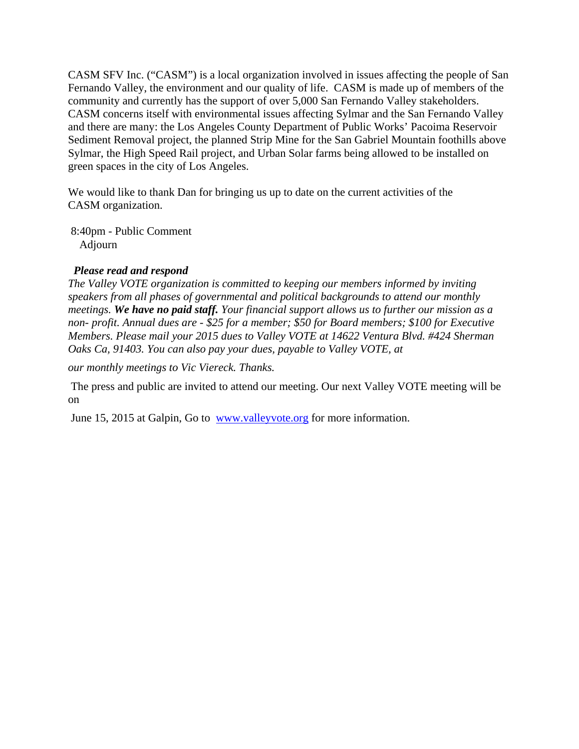CASM SFV Inc. ("CASM") is a local organization involved in issues affecting the people of San Fernando Valley, the environment and our quality of life. CASM is made up of members of the community and currently has the support of over 5,000 San Fernando Valley stakeholders. CASM concerns itself with environmental issues affecting Sylmar and the San Fernando Valley and there are many: the Los Angeles County Department of Public Works' Pacoima Reservoir Sediment Removal project, the planned Strip Mine for the San Gabriel Mountain foothills above Sylmar, the High Speed Rail project, and Urban Solar farms being allowed to be installed on green spaces in the city of Los Angeles.

We would like to thank Dan for bringing us up to date on the current activities of the CASM organization.

8:40pm - Public Comment
Adjourn

***Please read and respond***

*The Valley VOTE organization is committed to keeping our members informed by inviting speakers from all phases of governmental and political backgrounds to attend our monthly meetings.* ***We have no paid staff.*** *Your financial support allows us to further our mission as a non- profit. Annual dues are - $25 for a member; $50 for Board members; $100 for Executive Members. Please mail your 2015 dues to Valley VOTE at 14622 Ventura Blvd. #424 Sherman Oaks Ca, 91403. You can also pay your dues, payable to Valley VOTE, at*

*our monthly meetings to Vic Viereck. Thanks.*

The press and public are invited to attend our meeting. Our next Valley VOTE meeting will be on

June 15, 2015 at Galpin, Go to [www.valleyvote.org](http://www.valleyvote.org) for more information.